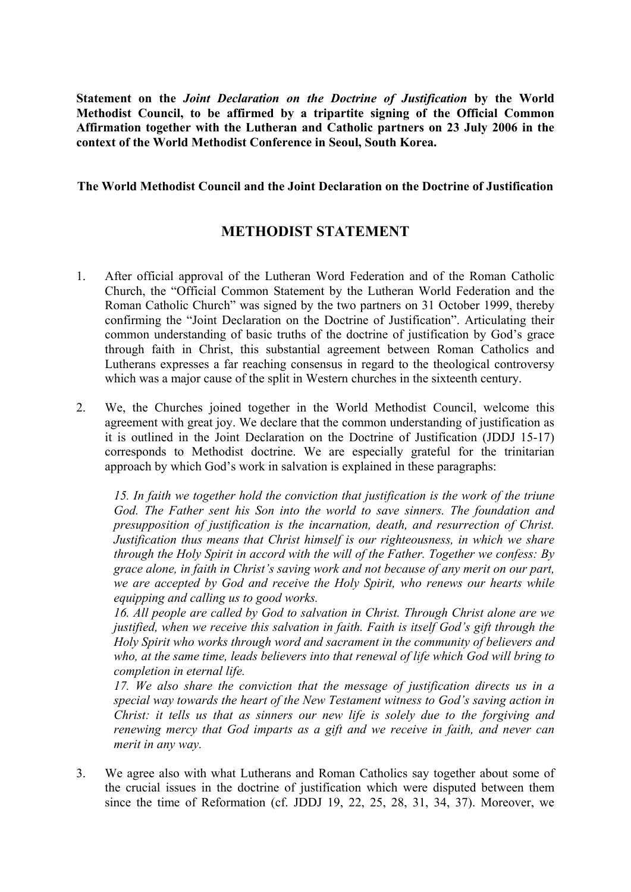**Statement on the *Joint Declaration on the Doctrine of Justification* by the World Methodist Council, to be affirmed by a tripartite signing of the Official Common Affirmation together with the Lutheran and Catholic partners on 23 July 2006 in the context of the World Methodist Conference in Seoul, South Korea.**

**The World Methodist Council and the Joint Declaration on the Doctrine of Justification**

## METHODIST STATEMENT

1. After official approval of the Lutheran Word Federation and of the Roman Catholic Church, the "Official Common Statement by the Lutheran World Federation and the Roman Catholic Church" was signed by the two partners on 31 October 1999, thereby confirming the "Joint Declaration on the Doctrine of Justification". Articulating their common understanding of basic truths of the doctrine of justification by God's grace through faith in Christ, this substantial agreement between Roman Catholics and Lutherans expresses a far reaching consensus in regard to the theological controversy which was a major cause of the split in Western churches in the sixteenth century.

2. We, the Churches joined together in the World Methodist Council, welcome this agreement with great joy. We declare that the common understanding of justification as it is outlined in the Joint Declaration on the Doctrine of Justification (JDDJ 15-17) corresponds to Methodist doctrine. We are especially grateful for the trinitarian approach by which God's work in salvation is explained in these paragraphs:

   *15. In faith we together hold the conviction that justification is the work of the triune God. The Father sent his Son into the world to save sinners. The foundation and presupposition of justification is the incarnation, death, and resurrection of Christ. Justification thus means that Christ himself is our righteousness, in which we share through the Holy Spirit in accord with the will of the Father. Together we confess: By grace alone, in faith in Christ's saving work and not because of any merit on our part, we are accepted by God and receive the Holy Spirit, who renews our hearts while equipping and calling us to good works.*
   *16. All people are called by God to salvation in Christ. Through Christ alone are we justified, when we receive this salvation in faith. Faith is itself God's gift through the Holy Spirit who works through word and sacrament in the community of believers and who, at the same time, leads believers into that renewal of life which God will bring to completion in eternal life.*
   *17. We also share the conviction that the message of justification directs us in a special way towards the heart of the New Testament witness to God's saving action in Christ: it tells us that as sinners our new life is solely due to the forgiving and renewing mercy that God imparts as a gift and we receive in faith, and never can merit in any way.*

3. We agree also with what Lutherans and Roman Catholics say together about some of the crucial issues in the doctrine of justification which were disputed between them since the time of Reformation (cf. JDDJ 19, 22, 25, 28, 31, 34, 37). Moreover, we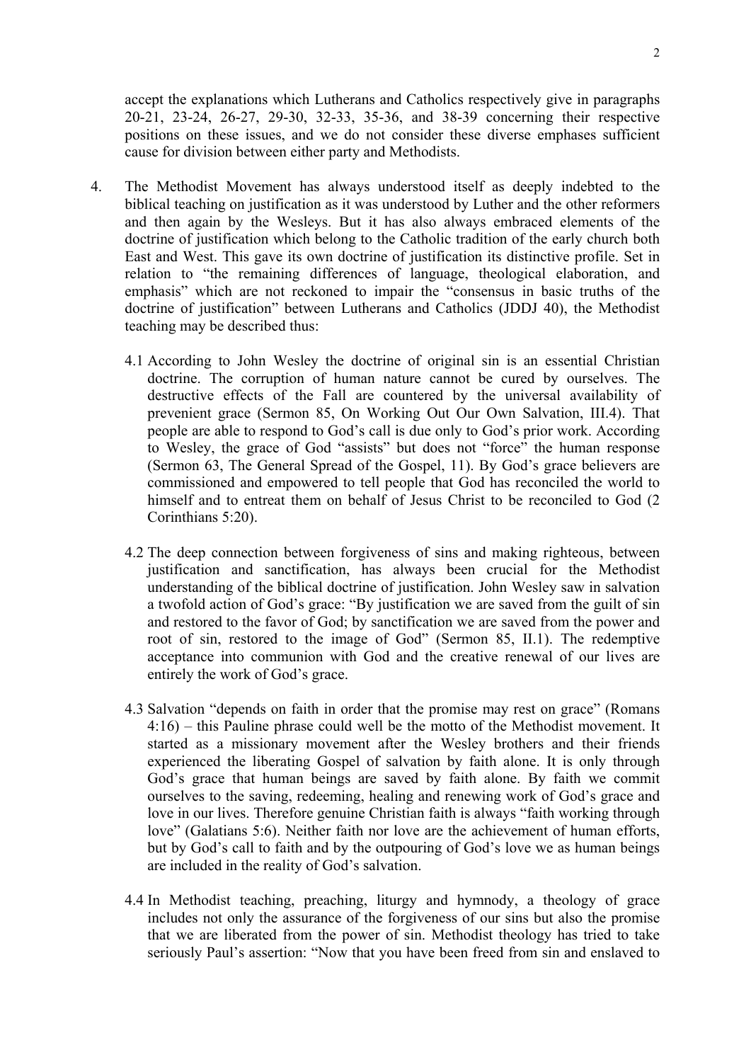accept the explanations which Lutherans and Catholics respectively give in paragraphs 20-21, 23-24, 26-27, 29-30, 32-33, 35-36, and 38-39 concerning their respective positions on these issues, and we do not consider these diverse emphases sufficient cause for division between either party and Methodists.

4. The Methodist Movement has always understood itself as deeply indebted to the biblical teaching on justification as it was understood by Luther and the other reformers and then again by the Wesleys. But it has also always embraced elements of the doctrine of justification which belong to the Catholic tradition of the early church both East and West. This gave its own doctrine of justification its distinctive profile. Set in relation to "the remaining differences of language, theological elaboration, and emphasis" which are not reckoned to impair the "consensus in basic truths of the doctrine of justification" between Lutherans and Catholics (JDDJ 40), the Methodist teaching may be described thus:

   4.1 According to John Wesley the doctrine of original sin is an essential Christian doctrine. The corruption of human nature cannot be cured by ourselves. The destructive effects of the Fall are countered by the universal availability of prevenient grace (Sermon 85, On Working Out Our Own Salvation, III.4). That people are able to respond to God's call is due only to God's prior work. According to Wesley, the grace of God "assists" but does not "force" the human response (Sermon 63, The General Spread of the Gospel, 11). By God's grace believers are commissioned and empowered to tell people that God has reconciled the world to himself and to entreat them on behalf of Jesus Christ to be reconciled to God (2 Corinthians 5:20).

   4.2 The deep connection between forgiveness of sins and making righteous, between justification and sanctification, has always been crucial for the Methodist understanding of the biblical doctrine of justification. John Wesley saw in salvation a twofold action of God's grace: "By justification we are saved from the guilt of sin and restored to the favor of God; by sanctification we are saved from the power and root of sin, restored to the image of God" (Sermon 85, II.1). The redemptive acceptance into communion with God and the creative renewal of our lives are entirely the work of God's grace.

   4.3 Salvation "depends on faith in order that the promise may rest on grace" (Romans 4:16) – this Pauline phrase could well be the motto of the Methodist movement. It started as a missionary movement after the Wesley brothers and their friends experienced the liberating Gospel of salvation by faith alone. It is only through God's grace that human beings are saved by faith alone. By faith we commit ourselves to the saving, redeeming, healing and renewing work of God's grace and love in our lives. Therefore genuine Christian faith is always "faith working through love" (Galatians 5:6). Neither faith nor love are the achievement of human efforts, but by God's call to faith and by the outpouring of God's love we as human beings are included in the reality of God's salvation.

   4.4 In Methodist teaching, preaching, liturgy and hymnody, a theology of grace includes not only the assurance of the forgiveness of our sins but also the promise that we are liberated from the power of sin. Methodist theology has tried to take seriously Paul's assertion: "Now that you have been freed from sin and enslaved to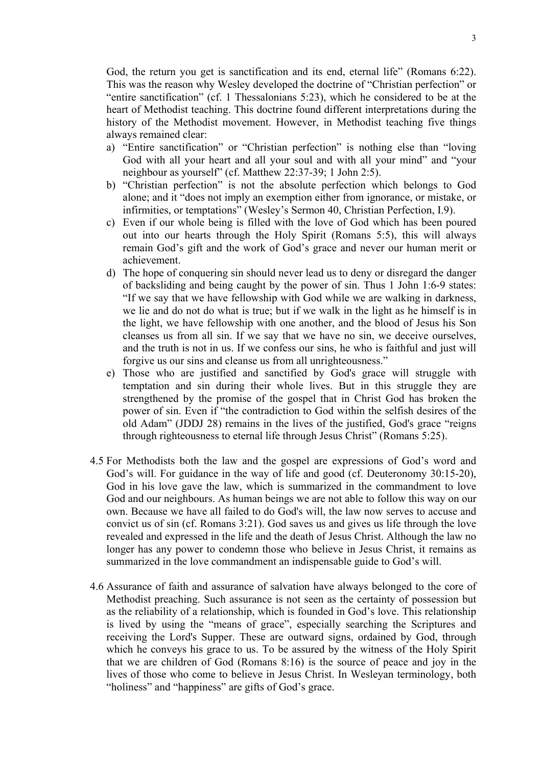God, the return you get is sanctification and its end, eternal life" (Romans 6:22). This was the reason why Wesley developed the doctrine of "Christian perfection" or "entire sanctification" (cf. 1 Thessalonians 5:23), which he considered to be at the heart of Methodist teaching. This doctrine found different interpretations during the history of the Methodist movement. However, in Methodist teaching five things always remained clear:

a) "Entire sanctification" or "Christian perfection" is nothing else than "loving God with all your heart and all your soul and with all your mind" and "your neighbour as yourself" (cf. Matthew 22:37-39; 1 John 2:5).
b) "Christian perfection" is not the absolute perfection which belongs to God alone; and it "does not imply an exemption either from ignorance, or mistake, or infirmities, or temptations" (Wesley's Sermon 40, Christian Perfection, I.9).
c) Even if our whole being is filled with the love of God which has been poured out into our hearts through the Holy Spirit (Romans 5:5), this will always remain God's gift and the work of God's grace and never our human merit or achievement.
d) The hope of conquering sin should never lead us to deny or disregard the danger of backsliding and being caught by the power of sin. Thus 1 John 1:6-9 states: "If we say that we have fellowship with God while we are walking in darkness, we lie and do not do what is true; but if we walk in the light as he himself is in the light, we have fellowship with one another, and the blood of Jesus his Son cleanses us from all sin. If we say that we have no sin, we deceive ourselves, and the truth is not in us. If we confess our sins, he who is faithful and just will forgive us our sins and cleanse us from all unrighteousness."
e) Those who are justified and sanctified by God's grace will struggle with temptation and sin during their whole lives. But in this struggle they are strengthened by the promise of the gospel that in Christ God has broken the power of sin. Even if "the contradiction to God within the selfish desires of the old Adam" (JDDJ 28) remains in the lives of the justified, God's grace "reigns through righteousness to eternal life through Jesus Christ" (Romans 5:25).

4.5 For Methodists both the law and the gospel are expressions of God's word and God's will. For guidance in the way of life and good (cf. Deuteronomy 30:15-20), God in his love gave the law, which is summarized in the commandment to love God and our neighbours. As human beings we are not able to follow this way on our own. Because we have all failed to do God's will, the law now serves to accuse and convict us of sin (cf. Romans 3:21). God saves us and gives us life through the love revealed and expressed in the life and the death of Jesus Christ. Although the law no longer has any power to condemn those who believe in Jesus Christ, it remains as summarized in the love commandment an indispensable guide to God's will.

4.6 Assurance of faith and assurance of salvation have always belonged to the core of Methodist preaching. Such assurance is not seen as the certainty of possession but as the reliability of a relationship, which is founded in God's love. This relationship is lived by using the "means of grace", especially searching the Scriptures and receiving the Lord's Supper. These are outward signs, ordained by God, through which he conveys his grace to us. To be assured by the witness of the Holy Spirit that we are children of God (Romans 8:16) is the source of peace and joy in the lives of those who come to believe in Jesus Christ. In Wesleyan terminology, both "holiness" and "happiness" are gifts of God's grace.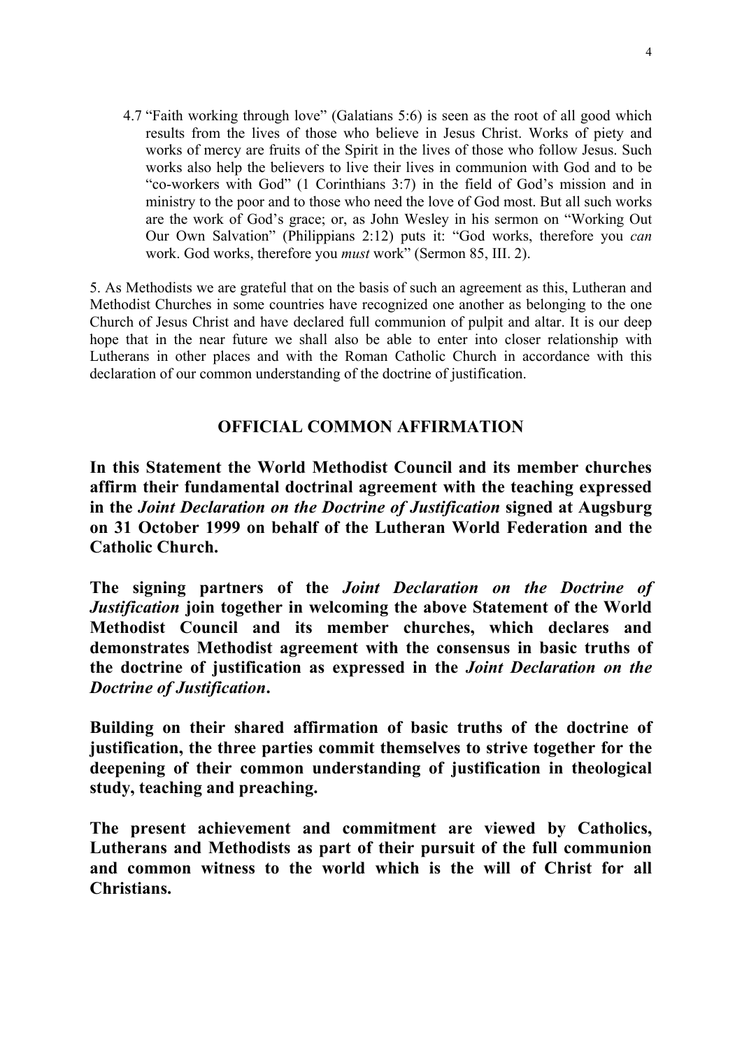4.7 "Faith working through love" (Galatians 5:6) is seen as the root of all good which results from the lives of those who believe in Jesus Christ. Works of piety and works of mercy are fruits of the Spirit in the lives of those who follow Jesus. Such works also help the believers to live their lives in communion with God and to be "co-workers with God" (1 Corinthians 3:7) in the field of God's mission and in ministry to the poor and to those who need the love of God most. But all such works are the work of God's grace; or, as John Wesley in his sermon on "Working Out Our Own Salvation" (Philippians 2:12) puts it: "God works, therefore you *can* work. God works, therefore you *must* work" (Sermon 85, III. 2).

5. As Methodists we are grateful that on the basis of such an agreement as this, Lutheran and Methodist Churches in some countries have recognized one another as belonging to the one Church of Jesus Christ and have declared full communion of pulpit and altar. It is our deep hope that in the near future we shall also be able to enter into closer relationship with Lutherans in other places and with the Roman Catholic Church in accordance with this declaration of our common understanding of the doctrine of justification.

## OFFICIAL COMMON AFFIRMATION

**In this Statement the World Methodist Council and its member churches affirm their fundamental doctrinal agreement with the teaching expressed in the *Joint Declaration on the Doctrine of Justification* signed at Augsburg on 31 October 1999 on behalf of the Lutheran World Federation and the Catholic Church.**

**The signing partners of the *Joint Declaration on the Doctrine of Justification* join together in welcoming the above Statement of the World Methodist Council and its member churches, which declares and demonstrates Methodist agreement with the consensus in basic truths of the doctrine of justification as expressed in the *Joint Declaration on the Doctrine of Justification*.**

**Building on their shared affirmation of basic truths of the doctrine of justification, the three parties commit themselves to strive together for the deepening of their common understanding of justification in theological study, teaching and preaching.**

**The present achievement and commitment are viewed by Catholics, Lutherans and Methodists as part of their pursuit of the full communion and common witness to the world which is the will of Christ for all Christians.**